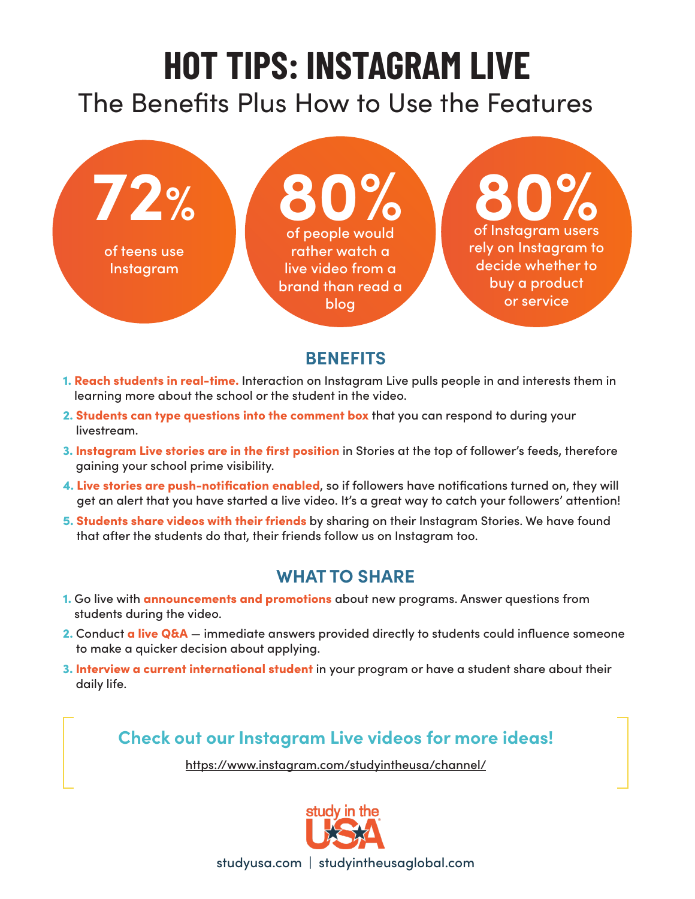# HOT TIPS: INSTAGRAM LIVE

## The Benefits Plus How to Use the Features

**72%** of teens use Instagram

**80%** of people would rather watch a live video from a brand than read a blog

**80%** of Instagram users rely on Instagram to decide whether to buy a product or service

## BENEFITS

1. **Reach students in real-time.** Interaction on Instagram Live pulls people in and interests them in learning more about the school or the student in the video.
2. **Students can type questions into the comment box** that you can respond to during your livestream.
3. **Instagram Live stories are in the first position** in Stories at the top of follower's feeds, therefore gaining your school prime visibility.
4. **Live stories are push-notification enabled**, so if followers have notifications turned on, they will get an alert that you have started a live video. It's a great way to catch your followers' attention!
5. **Students share videos with their friends** by sharing on their Instagram Stories. We have found that after the students do that, their friends follow us on Instagram too.

## WHAT TO SHARE

1. Go live with **announcements and promotions** about new programs. Answer questions from students during the video.
2. Conduct **a live Q&A** — immediate answers provided directly to students could influence someone to make a quicker decision about applying.
3. **Interview a current international student** in your program or have a student share about their daily life.

**Check out our Instagram Live videos for more ideas!**

https://www.instagram.com/studyintheusa/channel/

study in the USA

studyusa.com | studyintheusaglobal.com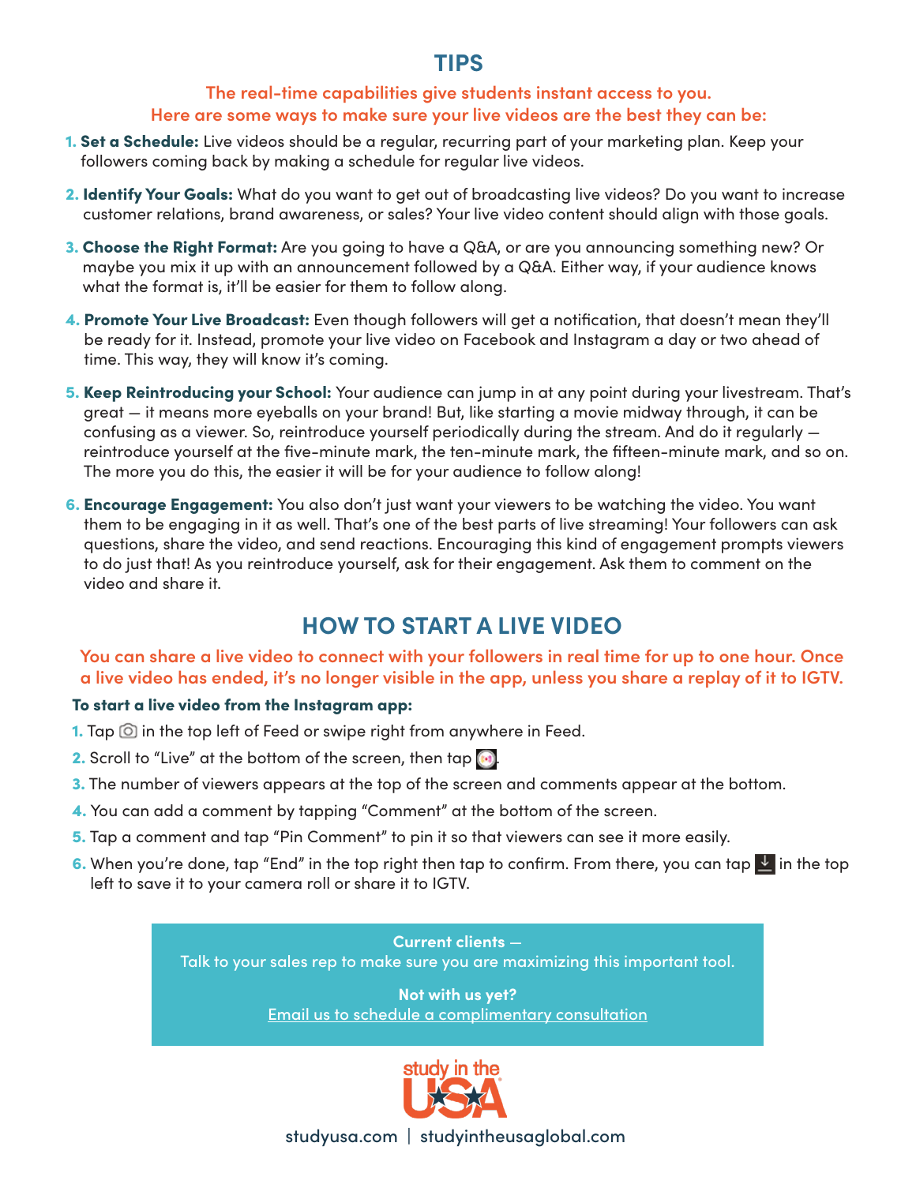# TIPS

**The real-time capabilities give students instant access to you. Here are some ways to make sure your live videos are the best they can be:**

1. **Set a Schedule:** Live videos should be a regular, recurring part of your marketing plan. Keep your followers coming back by making a schedule for regular live videos.
2. **Identify Your Goals:** What do you want to get out of broadcasting live videos? Do you want to increase customer relations, brand awareness, or sales? Your live video content should align with those goals.
3. **Choose the Right Format:** Are you going to have a Q&A, or are you announcing something new? Or maybe you mix it up with an announcement followed by a Q&A. Either way, if your audience knows what the format is, it'll be easier for them to follow along.
4. **Promote Your Live Broadcast:** Even though followers will get a notification, that doesn't mean they'll be ready for it. Instead, promote your live video on Facebook and Instagram a day or two ahead of time. This way, they will know it's coming.
5. **Keep Reintroducing your School:** Your audience can jump in at any point during your livestream. That's great — it means more eyeballs on your brand! But, like starting a movie midway through, it can be confusing as a viewer. So, reintroduce yourself periodically during the stream. And do it regularly — reintroduce yourself at the five-minute mark, the ten-minute mark, the fifteen-minute mark, and so on. The more you do this, the easier it will be for your audience to follow along!
6. **Encourage Engagement:** You also don't just want your viewers to be watching the video. You want them to be engaging in it as well. That's one of the best parts of live streaming! Your followers can ask questions, share the video, and send reactions. Encouraging this kind of engagement prompts viewers to do just that! As you reintroduce yourself, ask for their engagement. Ask them to comment on the video and share it.

# HOW TO START A LIVE VIDEO

**You can share a live video to connect with your followers in real time for up to one hour. Once a live video has ended, it's no longer visible in the app, unless you share a replay of it to IGTV.**

**To start a live video from the Instagram app:**

1. Tap in the top left of Feed or swipe right from anywhere in Feed.
2. Scroll to "Live" at the bottom of the screen, then tap .
3. The number of viewers appears at the top of the screen and comments appear at the bottom.
4. You can add a comment by tapping "Comment" at the bottom of the screen.
5. Tap a comment and tap "Pin Comment" to pin it so that viewers can see it more easily.
6. When you're done, tap "End" in the top right then tap to confirm. From there, you can tap in the top left to save it to your camera roll or share it to IGTV.

**Current clients —**
Talk to your sales rep to make sure you are maximizing this important tool.

**Not with us yet?**
Email us to schedule a complimentary consultation

study in the USA

studyusa.com | studyintheusaglobal.com